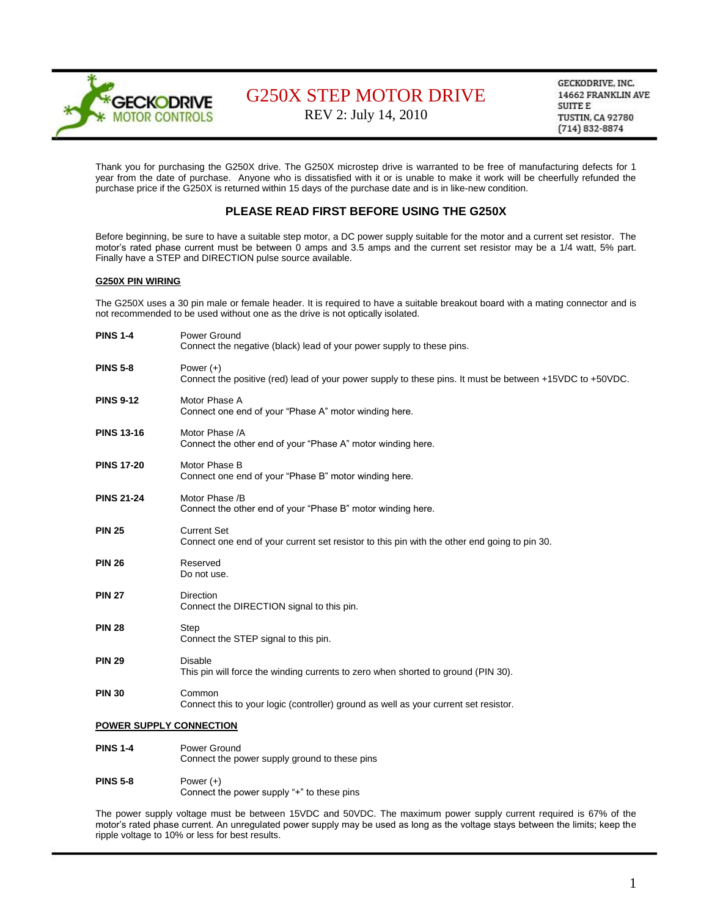GECKODRIVE MOTOR CONTROLS

# G250X STEP MOTOR DRIVE

REV 2: July 14, 2010

GECKODRIVE, INC.
14662 FRANKLIN AVE
SUITE E
TUSTIN, CA 92780
(714) 832-8874

Thank you for purchasing the G250X drive. The G250X microstep drive is warranted to be free of manufacturing defects for 1 year from the date of purchase. Anyone who is dissatisfied with it or is unable to make it work will be cheerfully refunded the purchase price if the G250X is returned within 15 days of the purchase date and is in like-new condition.

## PLEASE READ FIRST BEFORE USING THE G250X

Before beginning, be sure to have a suitable step motor, a DC power supply suitable for the motor and a current set resistor. The motor's rated phase current must be between 0 amps and 3.5 amps and the current set resistor may be a 1/4 watt, 5% part. Finally have a STEP and DIRECTION pulse source available.

### G250X PIN WIRING

The G250X uses a 30 pin male or female header. It is required to have a suitable breakout board with a mating connector and is not recommended to be used without one as the drive is not optically isolated.

**PINS 1-4** — Power Ground
Connect the negative (black) lead of your power supply to these pins.

**PINS 5-8** — Power (+)
Connect the positive (red) lead of your power supply to these pins. It must be between +15VDC to +50VDC.

**PINS 9-12** — Motor Phase A
Connect one end of your "Phase A" motor winding here.

**PINS 13-16** — Motor Phase /A
Connect the other end of your "Phase A" motor winding here.

**PINS 17-20** — Motor Phase B
Connect one end of your "Phase B" motor winding here.

**PINS 21-24** — Motor Phase /B
Connect the other end of your "Phase B" motor winding here.

**PIN 25** — Current Set
Connect one end of your current set resistor to this pin with the other end going to pin 30.

**PIN 26** — Reserved
Do not use.

**PIN 27** — Direction
Connect the DIRECTION signal to this pin.

**PIN 28** — Step
Connect the STEP signal to this pin.

**PIN 29** — Disable
This pin will force the winding currents to zero when shorted to ground (PIN 30).

**PIN 30** — Common
Connect this to your logic (controller) ground as well as your current set resistor.

### POWER SUPPLY CONNECTION

**PINS 1-4** — Power Ground
Connect the power supply ground to these pins

**PINS 5-8** — Power (+)
Connect the power supply "+" to these pins

The power supply voltage must be between 15VDC and 50VDC. The maximum power supply current required is 67% of the motor's rated phase current. An unregulated power supply may be used as long as the voltage stays between the limits; keep the ripple voltage to 10% or less for best results.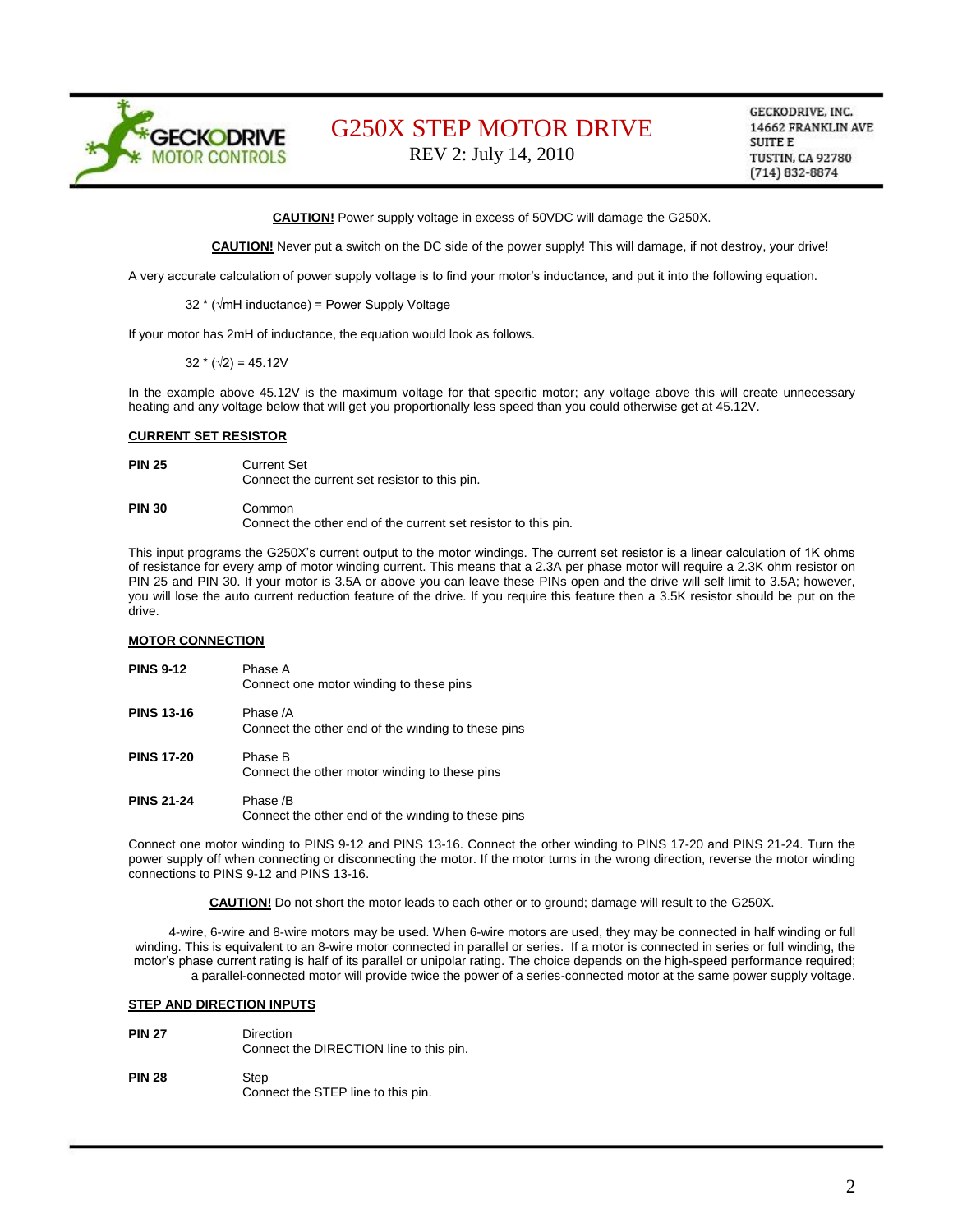# G250X STEP MOTOR DRIVE

REV 2: July 14, 2010

GECKODRIVE, INC.
14662 FRANKLIN AVE
SUITE E
TUSTIN, CA 92780
(714) 832-8874

**CAUTION!** Power supply voltage in excess of 50VDC will damage the G250X.

**CAUTION!** Never put a switch on the DC side of the power supply! This will damage, if not destroy, your drive!

A very accurate calculation of power supply voltage is to find your motor's inductance, and put it into the following equation.

$$32 * (\sqrt{\text{mH inductance}}) = \text{Power Supply Voltage}$$

If your motor has 2mH of inductance, the equation would look as follows.

$$32 * (\sqrt{2}) = 45.12\text{V}$$

In the example above 45.12V is the maximum voltage for that specific motor; any voltage above this will create unnecessary heating and any voltage below that will get you proportionally less speed than you could otherwise get at 45.12V.

## CURRENT SET RESISTOR

**PIN 25** Current Set
Connect the current set resistor to this pin.

**PIN 30** Common
Connect the other end of the current set resistor to this pin.

This input programs the G250X's current output to the motor windings. The current set resistor is a linear calculation of 1K ohms of resistance for every amp of motor winding current. This means that a 2.3A per phase motor will require a 2.3K ohm resistor on PIN 25 and PIN 30. If your motor is 3.5A or above you can leave these PINs open and the drive will self limit to 3.5A; however, you will lose the auto current reduction feature of the drive. If you require this feature then a 3.5K resistor should be put on the drive.

## MOTOR CONNECTION

**PINS 9-12** Phase A
Connect one motor winding to these pins

**PINS 13-16** Phase /A
Connect the other end of the winding to these pins

**PINS 17-20** Phase B
Connect the other motor winding to these pins

**PINS 21-24** Phase /B
Connect the other end of the winding to these pins

Connect one motor winding to PINS 9-12 and PINS 13-16. Connect the other winding to PINS 17-20 and PINS 21-24. Turn the power supply off when connecting or disconnecting the motor. If the motor turns in the wrong direction, reverse the motor winding connections to PINS 9-12 and PINS 13-16.

**CAUTION!** Do not short the motor leads to each other or to ground; damage will result to the G250X.

4-wire, 6-wire and 8-wire motors may be used. When 6-wire motors are used, they may be connected in half winding or full winding. This is equivalent to an 8-wire motor connected in parallel or series. If a motor is connected in series or full winding, the motor's phase current rating is half of its parallel or unipolar rating. The choice depends on the high-speed performance required; a parallel-connected motor will provide twice the power of a series-connected motor at the same power supply voltage.

## STEP AND DIRECTION INPUTS

**PIN 27** Direction
Connect the DIRECTION line to this pin.

**PIN 28** Step
Connect the STEP line to this pin.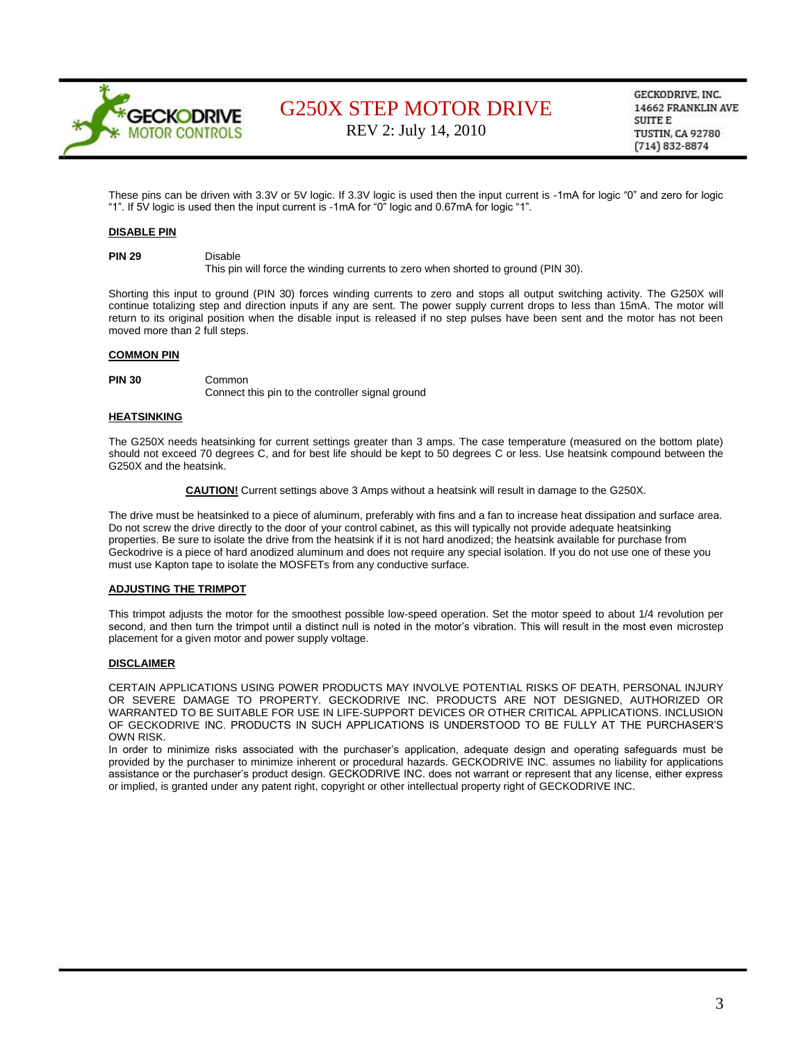These pins can be driven with 3.3V or 5V logic. If 3.3V logic is used then the input current is -1mA for logic “0” and zero for logic “1”. If 5V logic is used then the input current is -1mA for “0” logic and 0.67mA for logic “1”.

**DISABLE PIN**

**PIN 29** Disable
This pin will force the winding currents to zero when shorted to ground (PIN 30).

Shorting this input to ground (PIN 30) forces winding currents to zero and stops all output switching activity. The G250X will continue totalizing step and direction inputs if any are sent. The power supply current drops to less than 15mA. The motor will return to its original position when the disable input is released if no step pulses have been sent and the motor has not been moved more than 2 full steps.

**COMMON PIN**

**PIN 30** Common
Connect this pin to the controller signal ground

**HEATSINKING**

The G250X needs heatsinking for current settings greater than 3 amps. The case temperature (measured on the bottom plate) should not exceed 70 degrees C, and for best life should be kept to 50 degrees C or less. Use heatsink compound between the G250X and the heatsink.

**CAUTION!** Current settings above 3 Amps without a heatsink will result in damage to the G250X.

The drive must be heatsinked to a piece of aluminum, preferably with fins and a fan to increase heat dissipation and surface area. Do not screw the drive directly to the door of your control cabinet, as this will typically not provide adequate heatsinking properties. Be sure to isolate the drive from the heatsink if it is not hard anodized; the heatsink available for purchase from Geckodrive is a piece of hard anodized aluminum and does not require any special isolation. If you do not use one of these you must use Kapton tape to isolate the MOSFETs from any conductive surface.

**ADJUSTING THE TRIMPOT**

This trimpot adjusts the motor for the smoothest possible low-speed operation. Set the motor speed to about 1/4 revolution per second, and then turn the trimpot until a distinct null is noted in the motor’s vibration. This will result in the most even microstep placement for a given motor and power supply voltage.

**DISCLAIMER**

CERTAIN APPLICATIONS USING POWER PRODUCTS MAY INVOLVE POTENTIAL RISKS OF DEATH, PERSONAL INJURY OR SEVERE DAMAGE TO PROPERTY. GECKODRIVE INC. PRODUCTS ARE NOT DESIGNED, AUTHORIZED OR WARRANTED TO BE SUITABLE FOR USE IN LIFE-SUPPORT DEVICES OR OTHER CRITICAL APPLICATIONS. INCLUSION OF GECKODRIVE INC. PRODUCTS IN SUCH APPLICATIONS IS UNDERSTOOD TO BE FULLY AT THE PURCHASER’S OWN RISK.
In order to minimize risks associated with the purchaser’s application, adequate design and operating safeguards must be provided by the purchaser to minimize inherent or procedural hazards. GECKODRIVE INC. assumes no liability for applications assistance or the purchaser’s product design. GECKODRIVE INC. does not warrant or represent that any license, either express or implied, is granted under any patent right, copyright or other intellectual property right of GECKODRIVE INC.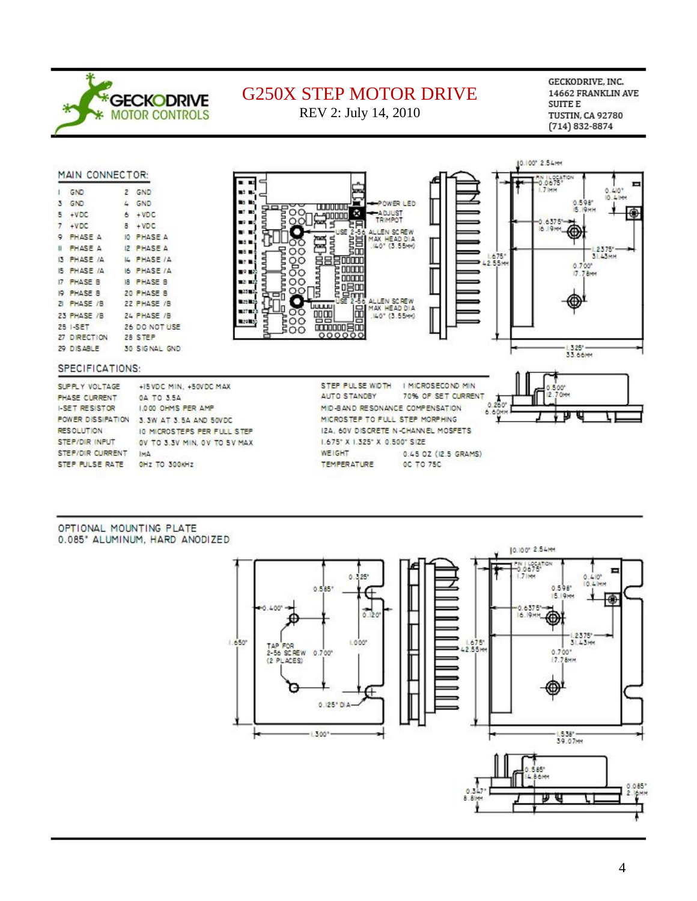# G250X STEP MOTOR DRIVE

REV 2: July 14, 2010

GECKODRIVE, INC.
14662 FRANKLIN AVE
SUITE E
TUSTIN, CA 92780
(714) 832-8874

## MAIN CONNECTOR:

| | | | |
|---|---|---|---|
| 1 | GND | 2 | GND |
| 3 | GND | 4 | GND |
| 5 | +VDC | 6 | +VDC |
| 7 | +VDC | 8 | +VDC |
| 9 | PHASE A | 10 | PHASE A |
| 11 | PHASE A | 12 | PHASE A |
| 13 | PHASE /A | 14 | PHASE /A |
| 15 | PHASE /A | 16 | PHASE /A |
| 17 | PHASE B | 18 | PHASE B |
| 19 | PHASE B | 20 | PHASE B |
| 21 | PHASE /B | 22 | PHASE /B |
| 23 | PHASE /B | 24 | PHASE /B |
| 25 | I-SET | 26 | DO NOT USE |
| 27 | DIRECTION | 28 | STEP |
| 29 | DISABLE | 30 | SIGNAL GND |

POWER LED
ADJUST TRIMPOT
USE 2-56 ALLEN SCREW MAX HEAD DIA .140" (3.55MM)
USE 2-56 ALLEN SCREW MAX HEAD DIA .140" (3.55MM)

0.100" 2.54MM
PIN 1 LOCATION 0.0675" 1.71MM
0.410" 10.41MM
0.598" 15.19MM
0.6375" 16.19MM
1.2375" 31.43MM
1.675" 42.55MM
0.700" 17.78MM
1.325" 33.66MM

## SPECIFICATIONS:

| | |
|---|---|
| SUPPLY VOLTAGE | +15VDC MIN, +50VDC MAX |
| PHASE CURRENT | 0A TO 3.5A |
| I-SET RESISTOR | 1,000 OHMS PER AMP |
| POWER DISSIPATION | 3.3W AT 3.5A AND 50VDC |
| RESOLUTION | 10 MICROSTEPS PER FULL STEP |
| STEP/DIR INPUT | 0V TO 3.3V MIN, 0V TO 5V MAX |
| STEP/DIR CURRENT | 1MA |
| STEP PULSE RATE | 0Hz TO 300kHz |
| STEP PULSE WIDTH | 1 MICROSECOND MIN |
| AUTO STANDBY | 70% OF SET CURRENT |
| MID-BAND RESONANCE COMPENSATION | |
| MICROSTEP TO FULL STEP MORPHING | |
| 12A, 60V DISCRETE N-CHANNEL MOSFETS | |
| 1.675" X 1.325" X 0.500" SIZE | |
| WEIGHT | 0.45 OZ (12.5 GRAMS) |
| TEMPERATURE | 0C TO 75C |

0.500" 12.70MM
0.260" 6.60MM

## OPTIONAL MOUNTING PLATE
0.085" ALUMINUM, HARD ANODIZED

0.325"
0.585"
0.400"
0.120"
1.650"
TAP FOR 2-56 SCREW (2 PLACES)
0.700"
1.000"
0.125" DIA
1.300"

0.100" 2.54MM
PIN 1 LOCATION 0.0675" 1.71MM
0.410" 10.41MM
0.598" 15.19MM
0.6375" 16.19MM
1.2375" 31.43MM
1.675" 42.55MM
0.700" 17.78MM
1.538" 39.07MM

0.585" 14.86MM
0.347" 8.81MM
0.085" 2.16MM